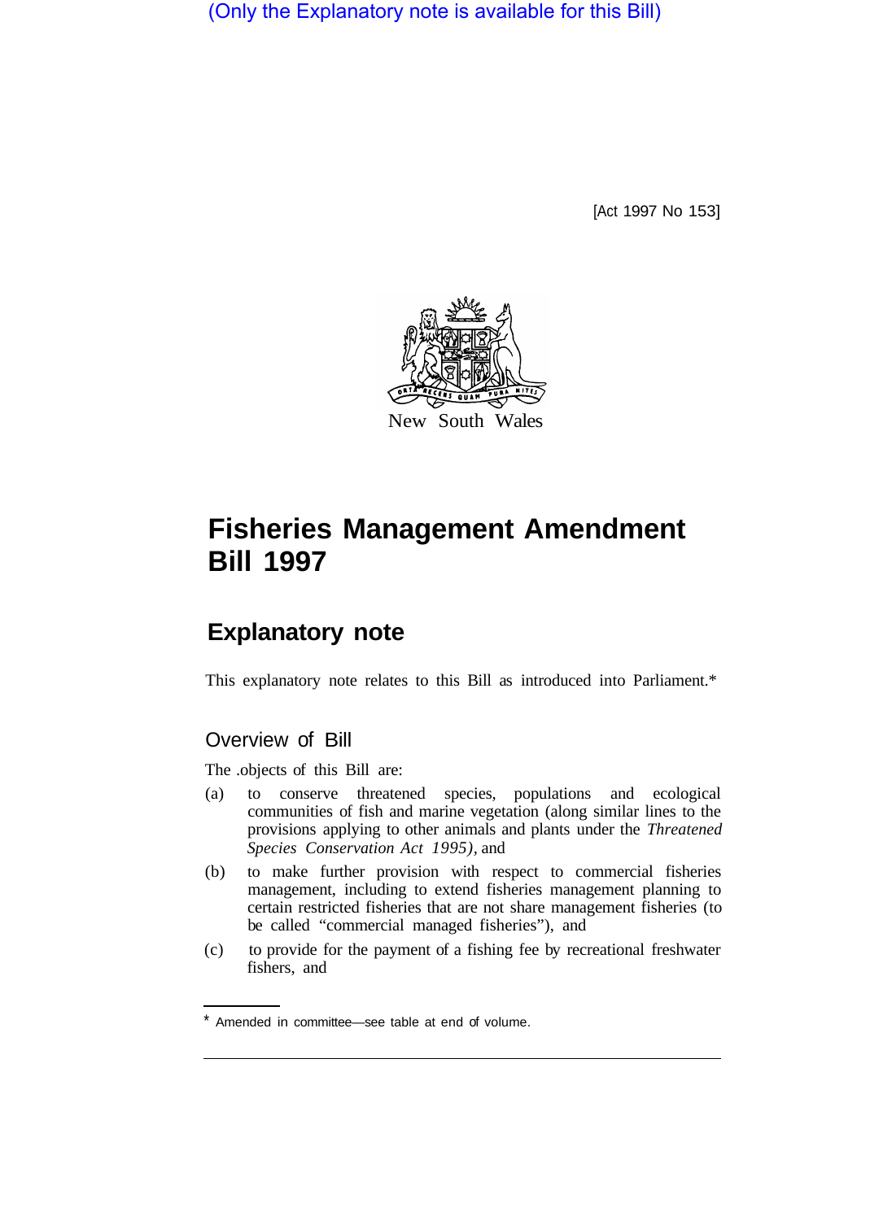(Only the Explanatory note is available for this Bill)

[Act 1997 No 153]

New South Wales

# Fisheries Management Amendment Bill 1997

## Explanatory note

This explanatory note relates to this Bill as introduced into Parliament.*

### Overview of Bill

The .objects of this Bill are:

(a) to conserve threatened species, populations and ecological communities of fish and marine vegetation (along similar lines to the provisions applying to other animals and plants under the *Threatened Species Conservation Act 1995)*, and

(b) to make further provision with respect to commercial fisheries management, including to extend fisheries management planning to certain restricted fisheries that are not share management fisheries (to be called "commercial managed fisheries"), and

(c) to provide for the payment of a fishing fee by recreational freshwater fishers, and

* Amended in committee—see table at end of volume.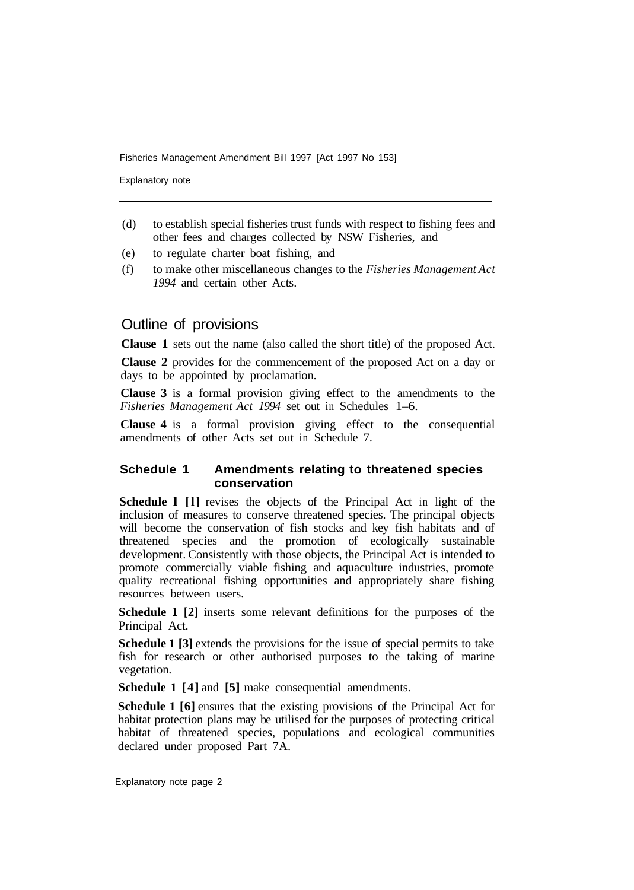(d) to establish special fisheries trust funds with respect to fishing fees and other fees and charges collected by NSW Fisheries, and

(e) to regulate charter boat fishing, and

(f) to make other miscellaneous changes to the *Fisheries Management Act 1994* and certain other Acts.

## Outline of provisions

**Clause 1** sets out the name (also called the short title) of the proposed Act.

**Clause 2** provides for the commencement of the proposed Act on a day or days to be appointed by proclamation.

**Clause 3** is a formal provision giving effect to the amendments to the *Fisheries Management Act 1994* set out in Schedules 1–6.

**Clause 4** is a formal provision giving effect to the consequential amendments of other Acts set out in Schedule 7.

### Schedule 1 Amendments relating to threatened species conservation

**Schedule 1 [1]** revises the objects of the Principal Act in light of the inclusion of measures to conserve threatened species. The principal objects will become the conservation of fish stocks and key fish habitats and of threatened species and the promotion of ecologically sustainable development. Consistently with those objects, the Principal Act is intended to promote commercially viable fishing and aquaculture industries, promote quality recreational fishing opportunities and appropriately share fishing resources between users.

**Schedule 1 [2]** inserts some relevant definitions for the purposes of the Principal Act.

**Schedule 1 [3]** extends the provisions for the issue of special permits to take fish for research or other authorised purposes to the taking of marine vegetation.

**Schedule 1 [4]** and **[5]** make consequential amendments.

**Schedule 1 [6]** ensures that the existing provisions of the Principal Act for habitat protection plans may be utilised for the purposes of protecting critical habitat of threatened species, populations and ecological communities declared under proposed Part 7A.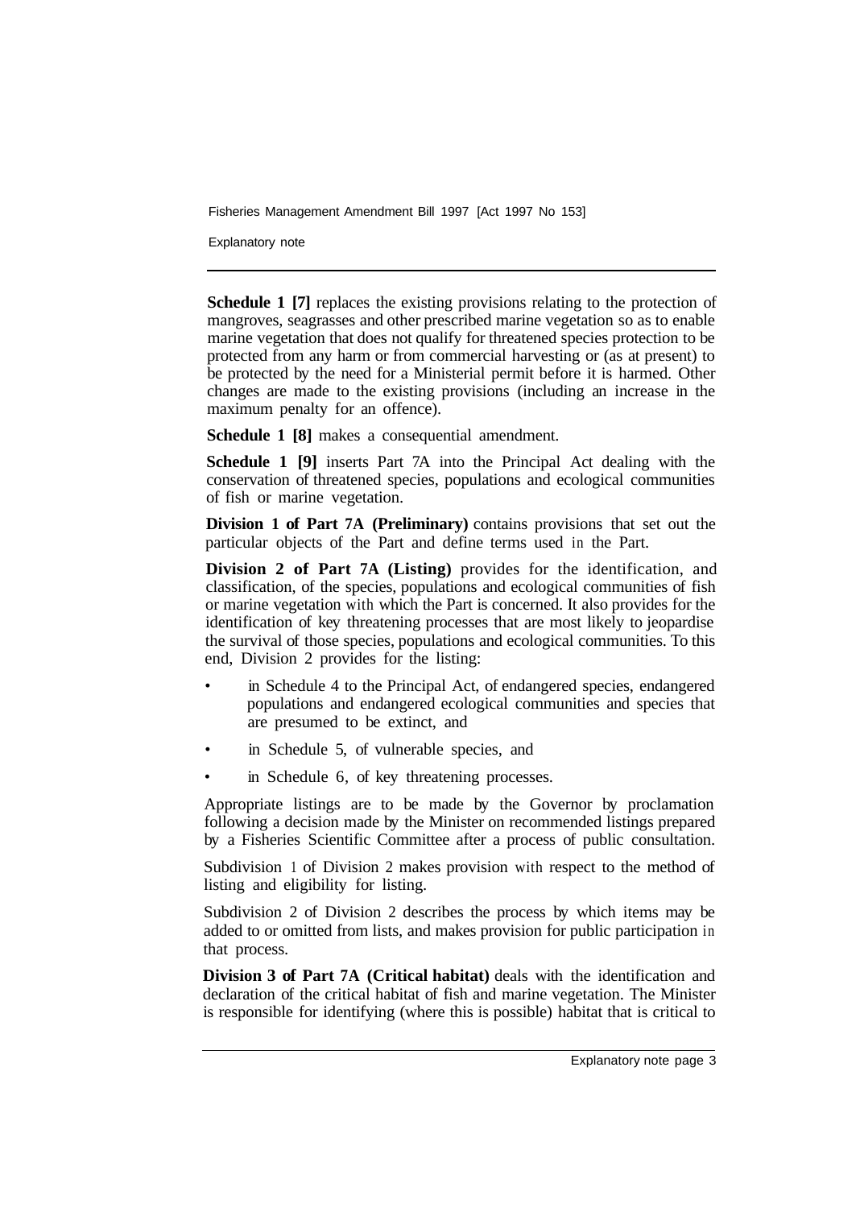**Schedule 1 [7]** replaces the existing provisions relating to the protection of mangroves, seagrasses and other prescribed marine vegetation so as to enable marine vegetation that does not qualify for threatened species protection to be protected from any harm or from commercial harvesting or (as at present) to be protected by the need for a Ministerial permit before it is harmed. Other changes are made to the existing provisions (including an increase in the maximum penalty for an offence).

**Schedule 1 [8]** makes a consequential amendment.

**Schedule 1 [9]** inserts Part 7A into the Principal Act dealing with the conservation of threatened species, populations and ecological communities of fish or marine vegetation.

**Division 1 of Part 7A (Preliminary)** contains provisions that set out the particular objects of the Part and define terms used in the Part.

**Division 2 of Part 7A (Listing)** provides for the identification, and classification, of the species, populations and ecological communities of fish or marine vegetation with which the Part is concerned. It also provides for the identification of key threatening processes that are most likely to jeopardise the survival of those species, populations and ecological communities. To this end, Division 2 provides for the listing:

- in Schedule 4 to the Principal Act, of endangered species, endangered populations and endangered ecological communities and species that are presumed to be extinct, and
- in Schedule 5, of vulnerable species, and
- in Schedule 6, of key threatening processes.

Appropriate listings are to be made by the Governor by proclamation following a decision made by the Minister on recommended listings prepared by a Fisheries Scientific Committee after a process of public consultation.

Subdivision 1 of Division 2 makes provision with respect to the method of listing and eligibility for listing.

Subdivision 2 of Division 2 describes the process by which items may be added to or omitted from lists, and makes provision for public participation in that process.

**Division 3 of Part 7A (Critical habitat)** deals with the identification and declaration of the critical habitat of fish and marine vegetation. The Minister is responsible for identifying (where this is possible) habitat that is critical to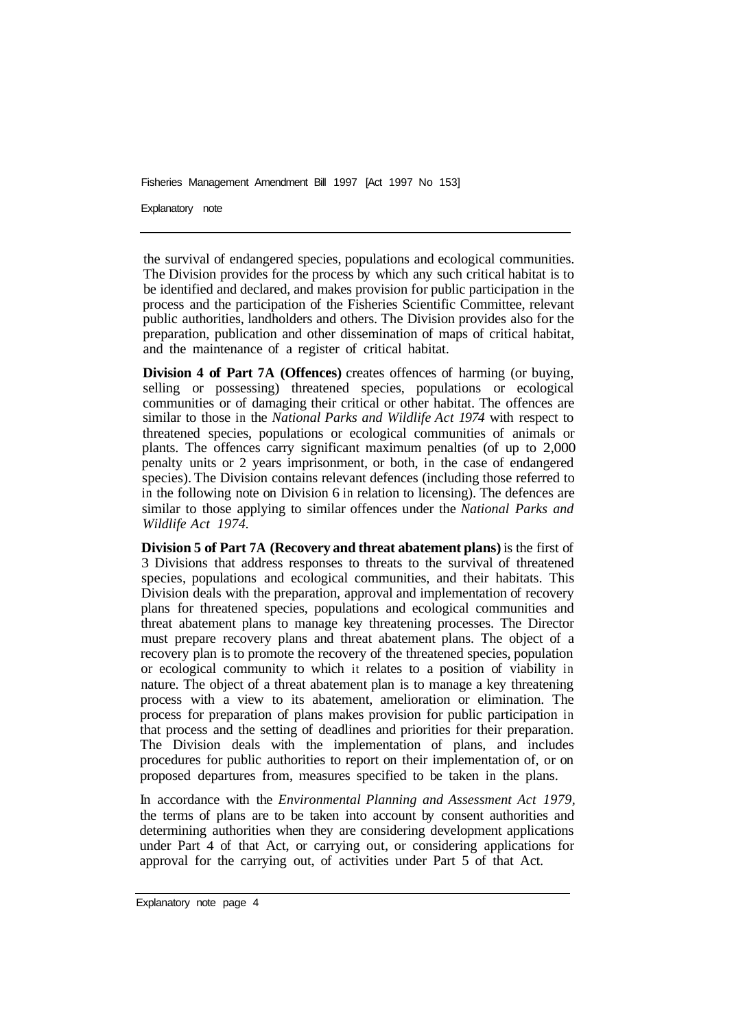the survival of endangered species, populations and ecological communities. The Division provides for the process by which any such critical habitat is to be identified and declared, and makes provision for public participation in the process and the participation of the Fisheries Scientific Committee, relevant public authorities, landholders and others. The Division provides also for the preparation, publication and other dissemination of maps of critical habitat, and the maintenance of a register of critical habitat.

**Division 4 of Part 7A (Offences)** creates offences of harming (or buying, selling or possessing) threatened species, populations or ecological communities or of damaging their critical or other habitat. The offences are similar to those in the *National Parks and Wildlife Act 1974* with respect to threatened species, populations or ecological communities of animals or plants. The offences carry significant maximum penalties (of up to 2,000 penalty units or 2 years imprisonment, or both, in the case of endangered species). The Division contains relevant defences (including those referred to in the following note on Division 6 in relation to licensing). The defences are similar to those applying to similar offences under the *National Parks and Wildlife Act 1974.*

**Division 5 of Part 7A (Recovery and threat abatement plans)** is the first of 3 Divisions that address responses to threats to the survival of threatened species, populations and ecological communities, and their habitats. This Division deals with the preparation, approval and implementation of recovery plans for threatened species, populations and ecological communities and threat abatement plans to manage key threatening processes. The Director must prepare recovery plans and threat abatement plans. The object of a recovery plan is to promote the recovery of the threatened species, population or ecological community to which it relates to a position of viability in nature. The object of a threat abatement plan is to manage a key threatening process with a view to its abatement, amelioration or elimination. The process for preparation of plans makes provision for public participation in that process and the setting of deadlines and priorities for their preparation. The Division deals with the implementation of plans, and includes procedures for public authorities to report on their implementation of, or on proposed departures from, measures specified to be taken in the plans.

In accordance with the *Environmental Planning and Assessment Act 1979,* the terms of plans are to be taken into account by consent authorities and determining authorities when they are considering development applications under Part 4 of that Act, or carrying out, or considering applications for approval for the carrying out, of activities under Part 5 of that Act.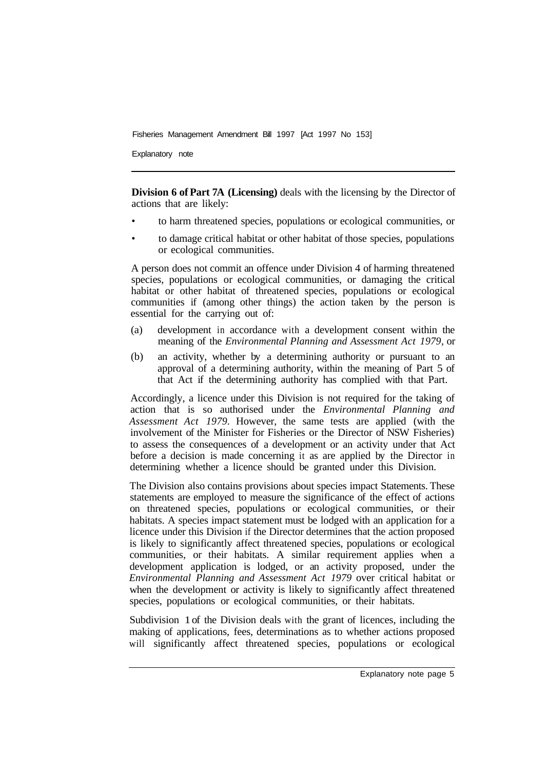**Division 6 of Part 7A (Licensing)** deals with the licensing by the Director of actions that are likely:

- to harm threatened species, populations or ecological communities, or
- to damage critical habitat or other habitat of those species, populations or ecological communities.

A person does not commit an offence under Division 4 of harming threatened species, populations or ecological communities, or damaging the critical habitat or other habitat of threatened species, populations or ecological communities if (among other things) the action taken by the person is essential for the carrying out of:

(a) development in accordance with a development consent within the meaning of the *Environmental Planning and Assessment Act 1979*, or

(b) an activity, whether by a determining authority or pursuant to an approval of a determining authority, within the meaning of Part 5 of that Act if the determining authority has complied with that Part.

Accordingly, a licence under this Division is not required for the taking of action that is so authorised under the *Environmental Planning and Assessment Act 1979*. However, the same tests are applied (with the involvement of the Minister for Fisheries or the Director of NSW Fisheries) to assess the consequences of a development or an activity under that Act before a decision is made concerning it as are applied by the Director in determining whether a licence should be granted under this Division.

The Division also contains provisions about species impact Statements. These statements are employed to measure the significance of the effect of actions on threatened species, populations or ecological communities, or their habitats. A species impact statement must be lodged with an application for a licence under this Division if the Director determines that the action proposed is likely to significantly affect threatened species, populations or ecological communities, or their habitats. A similar requirement applies when a development application is lodged, or an activity proposed, under the *Environmental Planning and Assessment Act 1979* over critical habitat or when the development or activity is likely to significantly affect threatened species, populations or ecological communities, or their habitats.

Subdivision 1 of the Division deals with the grant of licences, including the making of applications, fees, determinations as to whether actions proposed will significantly affect threatened species, populations or ecological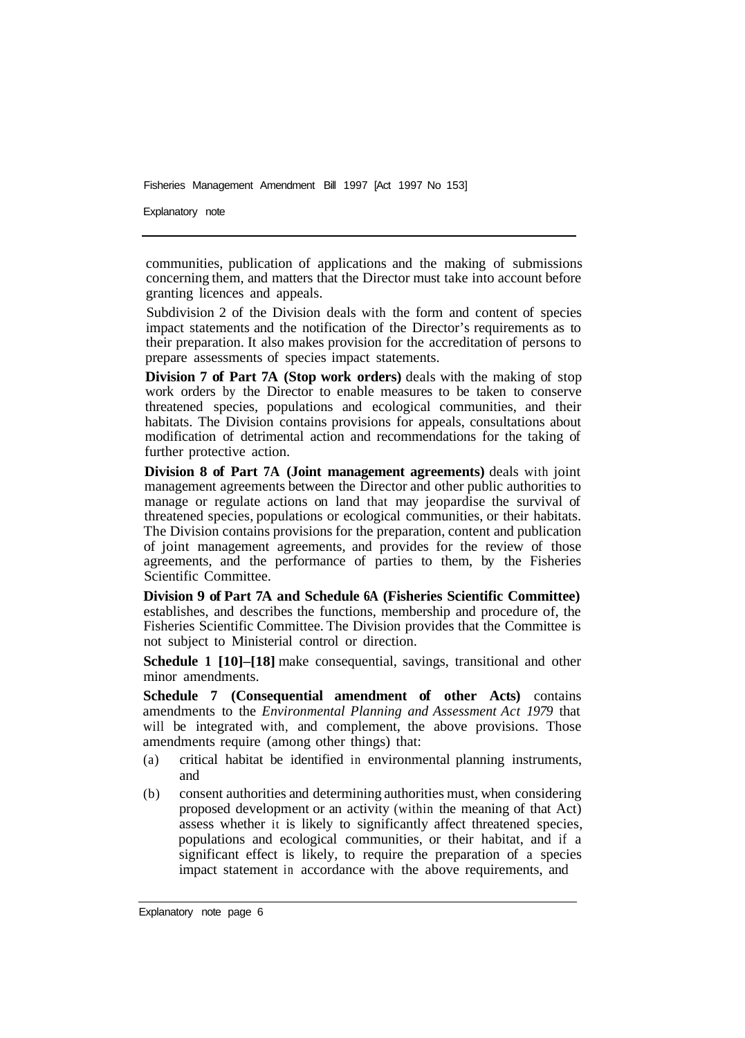communities, publication of applications and the making of submissions concerning them, and matters that the Director must take into account before granting licences and appeals.

Subdivision 2 of the Division deals with the form and content of species impact statements and the notification of the Director's requirements as to their preparation. It also makes provision for the accreditation of persons to prepare assessments of species impact statements.

**Division 7 of Part 7A (Stop work orders)** deals with the making of stop work orders by the Director to enable measures to be taken to conserve threatened species, populations and ecological communities, and their habitats. The Division contains provisions for appeals, consultations about modification of detrimental action and recommendations for the taking of further protective action.

**Division 8 of Part 7A (Joint management agreements)** deals with joint management agreements between the Director and other public authorities to manage or regulate actions on land that may jeopardise the survival of threatened species, populations or ecological communities, or their habitats. The Division contains provisions for the preparation, content and publication of joint management agreements, and provides for the review of those agreements, and the performance of parties to them, by the Fisheries Scientific Committee.

**Division 9 of Part 7A and Schedule 6A (Fisheries Scientific Committee)** establishes, and describes the functions, membership and procedure of, the Fisheries Scientific Committee. The Division provides that the Committee is not subject to Ministerial control or direction.

**Schedule 1 [10]–[18]** make consequential, savings, transitional and other minor amendments.

**Schedule 7 (Consequential amendment of other Acts)** contains amendments to the *Environmental Planning and Assessment Act 1979* that will be integrated with, and complement, the above provisions. Those amendments require (among other things) that:

(a) critical habitat be identified in environmental planning instruments, and

(b) consent authorities and determining authorities must, when considering proposed development or an activity (within the meaning of that Act) assess whether it is likely to significantly affect threatened species, populations and ecological communities, or their habitat, and if a significant effect is likely, to require the preparation of a species impact statement in accordance with the above requirements, and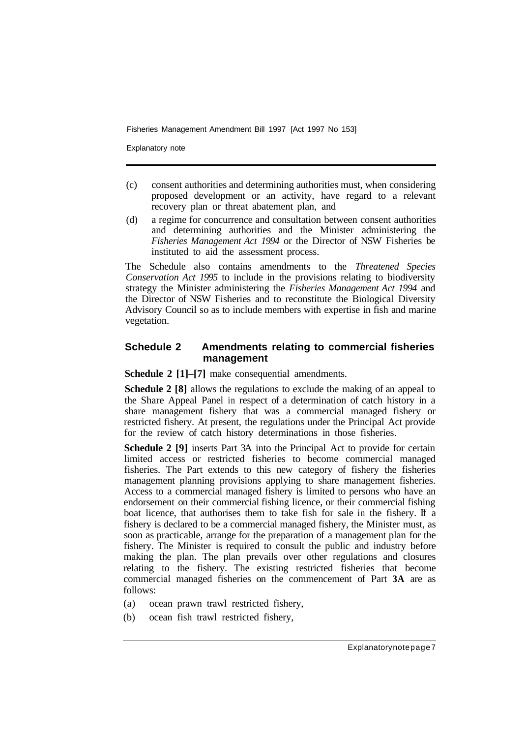(c) consent authorities and determining authorities must, when considering proposed development or an activity, have regard to a relevant recovery plan or threat abatement plan, and

(d) a regime for concurrence and consultation between consent authorities and determining authorities and the Minister administering the *Fisheries Management Act 1994* or the Director of NSW Fisheries be instituted to aid the assessment process.

The Schedule also contains amendments to the *Threatened Species Conservation Act 1995* to include in the provisions relating to biodiversity strategy the Minister administering the *Fisheries Management Act 1994* and the Director of NSW Fisheries and to reconstitute the Biological Diversity Advisory Council so as to include members with expertise in fish and marine vegetation.

## Schedule 2 Amendments relating to commercial fisheries management

**Schedule 2 [1]–[7]** make consequential amendments.

**Schedule 2 [8]** allows the regulations to exclude the making of an appeal to the Share Appeal Panel in respect of a determination of catch history in a share management fishery that was a commercial managed fishery or restricted fishery. At present, the regulations under the Principal Act provide for the review of catch history determinations in those fisheries.

**Schedule 2 [9]** inserts Part 3A into the Principal Act to provide for certain limited access or restricted fisheries to become commercial managed fisheries. The Part extends to this new category of fishery the fisheries management planning provisions applying to share management fisheries. Access to a commercial managed fishery is limited to persons who have an endorsement on their commercial fishing licence, or their commercial fishing boat licence, that authorises them to take fish for sale in the fishery. If a fishery is declared to be a commercial managed fishery, the Minister must, as soon as practicable, arrange for the preparation of a management plan for the fishery. The Minister is required to consult the public and industry before making the plan. The plan prevails over other regulations and closures relating to the fishery. The existing restricted fisheries that become commercial managed fisheries on the commencement of Part **3A** are as follows:

(a) ocean prawn trawl restricted fishery,

(b) ocean fish trawl restricted fishery,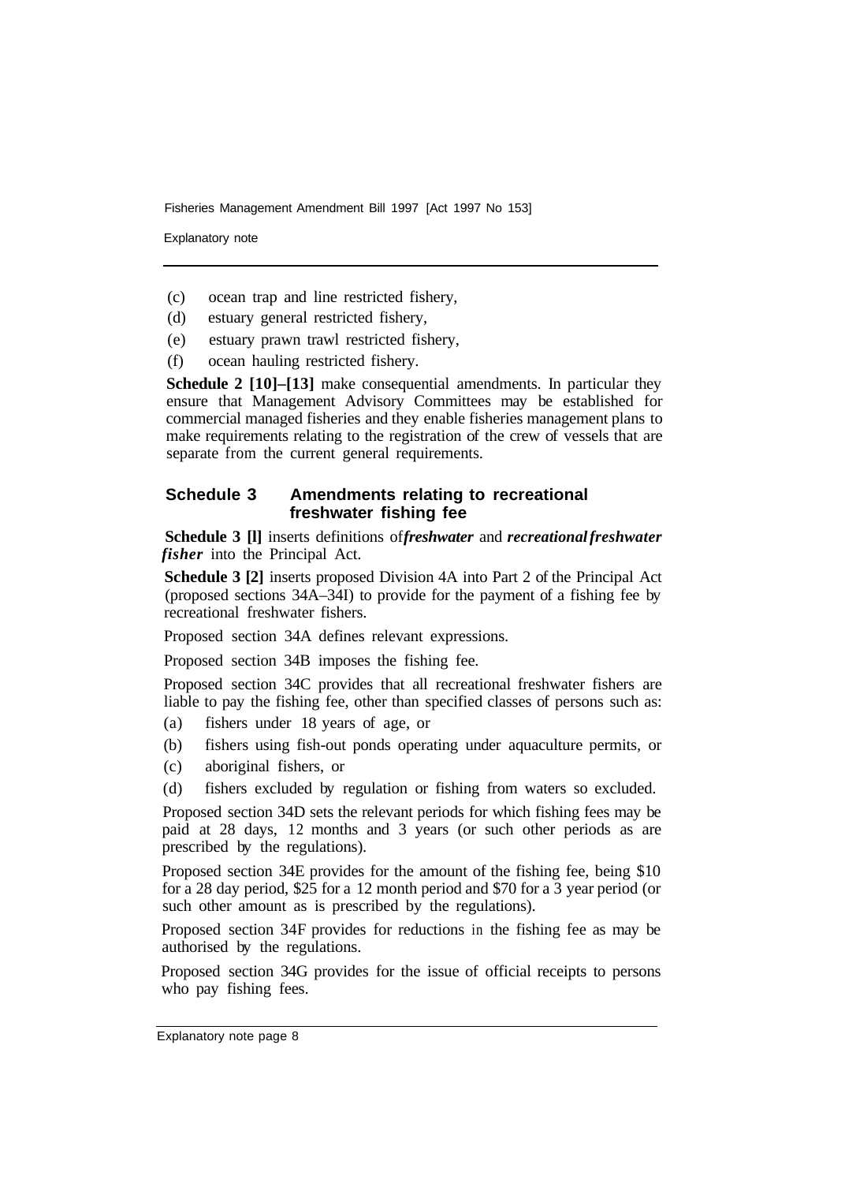(c) ocean trap and line restricted fishery,

(d) estuary general restricted fishery,

(e) estuary prawn trawl restricted fishery,

(f) ocean hauling restricted fishery.

**Schedule 2 [10]–[13]** make consequential amendments. In particular they ensure that Management Advisory Committees may be established for commercial managed fisheries and they enable fisheries management plans to make requirements relating to the registration of the crew of vessels that are separate from the current general requirements.

## Schedule 3 Amendments relating to recreational freshwater fishing fee

**Schedule 3 [1]** inserts definitions of ***freshwater*** and ***recreational freshwater fisher*** into the Principal Act.

**Schedule 3 [2]** inserts proposed Division 4A into Part 2 of the Principal Act (proposed sections 34A–34I) to provide for the payment of a fishing fee by recreational freshwater fishers.

Proposed section 34A defines relevant expressions.

Proposed section 34B imposes the fishing fee.

Proposed section 34C provides that all recreational freshwater fishers are liable to pay the fishing fee, other than specified classes of persons such as:

(a) fishers under 18 years of age, or

(b) fishers using fish-out ponds operating under aquaculture permits, or

(c) aboriginal fishers, or

(d) fishers excluded by regulation or fishing from waters so excluded.

Proposed section 34D sets the relevant periods for which fishing fees may be paid at 28 days, 12 months and 3 years (or such other periods as are prescribed by the regulations).

Proposed section 34E provides for the amount of the fishing fee, being $10 for a 28 day period, $25 for a 12 month period and $70 for a 3 year period (or such other amount as is prescribed by the regulations).

Proposed section 34F provides for reductions in the fishing fee as may be authorised by the regulations.

Proposed section 34G provides for the issue of official receipts to persons who pay fishing fees.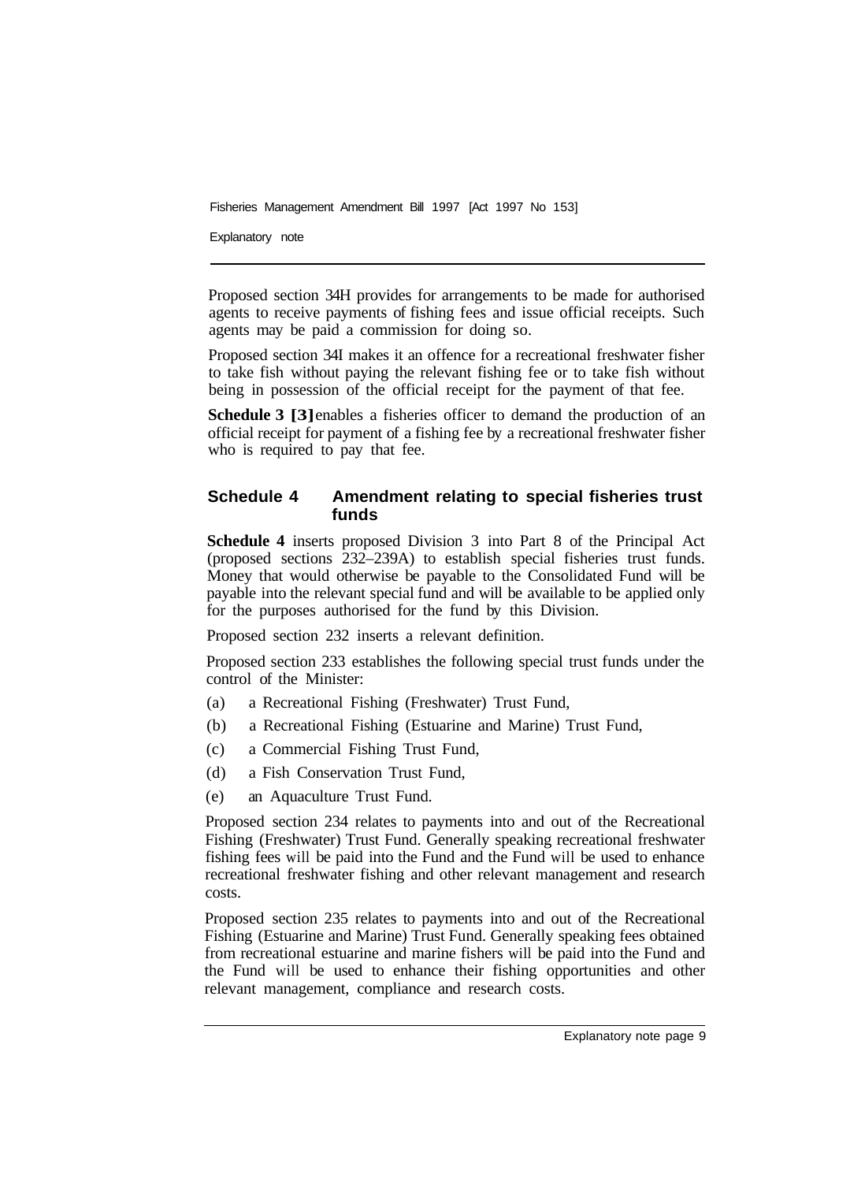Proposed section 34H provides for arrangements to be made for authorised agents to receive payments of fishing fees and issue official receipts. Such agents may be paid a commission for doing so.

Proposed section 34I makes it an offence for a recreational freshwater fisher to take fish without paying the relevant fishing fee or to take fish without being in possession of the official receipt for the payment of that fee.

**Schedule 3 [3]** enables a fisheries officer to demand the production of an official receipt for payment of a fishing fee by a recreational freshwater fisher who is required to pay that fee.

## Schedule 4 Amendment relating to special fisheries trust funds

**Schedule 4** inserts proposed Division 3 into Part 8 of the Principal Act (proposed sections 232–239A) to establish special fisheries trust funds. Money that would otherwise be payable to the Consolidated Fund will be payable into the relevant special fund and will be available to be applied only for the purposes authorised for the fund by this Division.

Proposed section 232 inserts a relevant definition.

Proposed section 233 establishes the following special trust funds under the control of the Minister:

(a) a Recreational Fishing (Freshwater) Trust Fund,

(b) a Recreational Fishing (Estuarine and Marine) Trust Fund,

(c) a Commercial Fishing Trust Fund,

(d) a Fish Conservation Trust Fund,

(e) an Aquaculture Trust Fund.

Proposed section 234 relates to payments into and out of the Recreational Fishing (Freshwater) Trust Fund. Generally speaking recreational freshwater fishing fees will be paid into the Fund and the Fund will be used to enhance recreational freshwater fishing and other relevant management and research costs.

Proposed section 235 relates to payments into and out of the Recreational Fishing (Estuarine and Marine) Trust Fund. Generally speaking fees obtained from recreational estuarine and marine fishers will be paid into the Fund and the Fund will be used to enhance their fishing opportunities and other relevant management, compliance and research costs.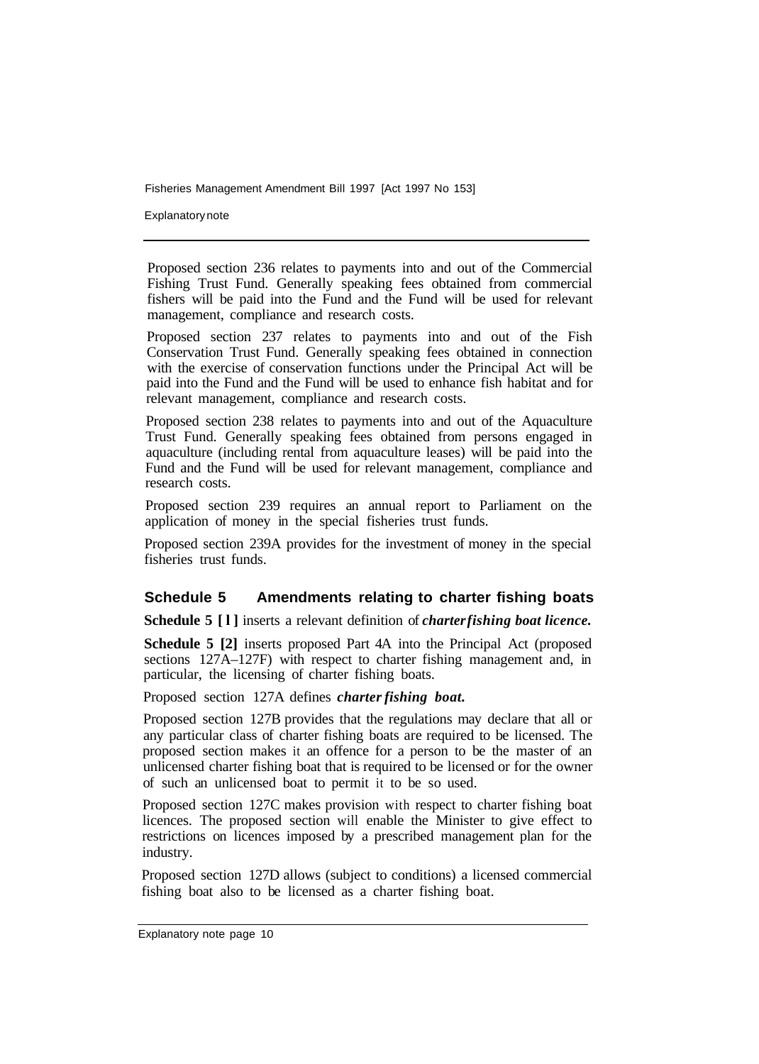Proposed section 236 relates to payments into and out of the Commercial Fishing Trust Fund. Generally speaking fees obtained from commercial fishers will be paid into the Fund and the Fund will be used for relevant management, compliance and research costs.

Proposed section 237 relates to payments into and out of the Fish Conservation Trust Fund. Generally speaking fees obtained in connection with the exercise of conservation functions under the Principal Act will be paid into the Fund and the Fund will be used to enhance fish habitat and for relevant management, compliance and research costs.

Proposed section 238 relates to payments into and out of the Aquaculture Trust Fund. Generally speaking fees obtained from persons engaged in aquaculture (including rental from aquaculture leases) will be paid into the Fund and the Fund will be used for relevant management, compliance and research costs.

Proposed section 239 requires an annual report to Parliament on the application of money in the special fisheries trust funds.

Proposed section 239A provides for the investment of money in the special fisheries trust funds.

## Schedule 5 Amendments relating to charter fishing boats

**Schedule 5 [1]** inserts a relevant definition of ***charter fishing boat licence.***

**Schedule 5 [2]** inserts proposed Part 4A into the Principal Act (proposed sections 127A–127F) with respect to charter fishing management and, in particular, the licensing of charter fishing boats.

Proposed section 127A defines ***charter fishing boat.***

Proposed section 127B provides that the regulations may declare that all or any particular class of charter fishing boats are required to be licensed. The proposed section makes it an offence for a person to be the master of an unlicensed charter fishing boat that is required to be licensed or for the owner of such an unlicensed boat to permit it to be so used.

Proposed section 127C makes provision with respect to charter fishing boat licences. The proposed section will enable the Minister to give effect to restrictions on licences imposed by a prescribed management plan for the industry.

Proposed section 127D allows (subject to conditions) a licensed commercial fishing boat also to be licensed as a charter fishing boat.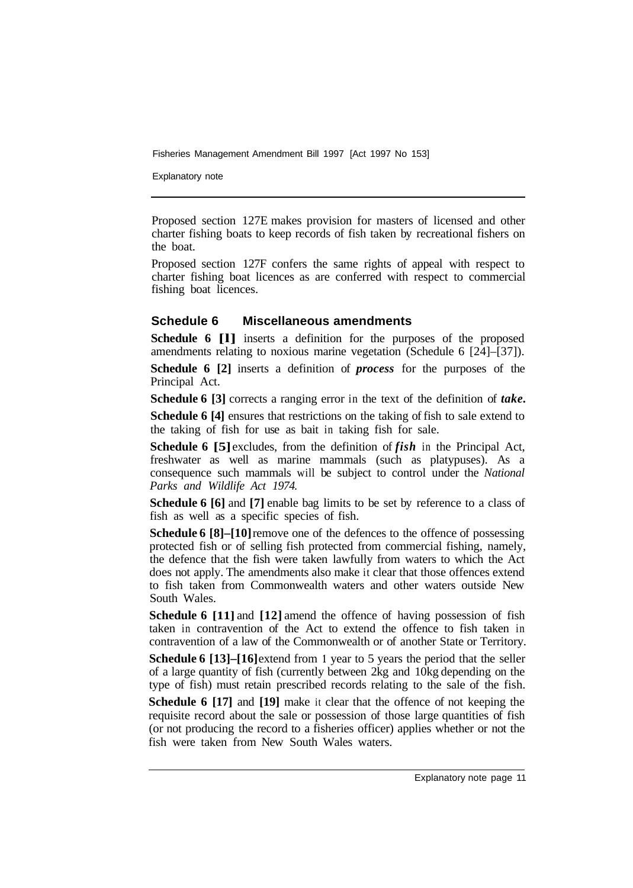Proposed section 127E makes provision for masters of licensed and other charter fishing boats to keep records of fish taken by recreational fishers on the boat.

Proposed section 127F confers the same rights of appeal with respect to charter fishing boat licences as are conferred with respect to commercial fishing boat licences.

### Schedule 6 Miscellaneous amendments

**Schedule 6 [1]** inserts a definition for the purposes of the proposed amendments relating to noxious marine vegetation (Schedule 6 [24]–[37]).

**Schedule 6 [2]** inserts a definition of ***process*** for the purposes of the Principal Act.

**Schedule 6 [3]** corrects a ranging error in the text of the definition of ***take*.**

**Schedule 6 [4]** ensures that restrictions on the taking of fish to sale extend to the taking of fish for use as bait in taking fish for sale.

**Schedule 6 [5]** excludes, from the definition of ***fish*** in the Principal Act, freshwater as well as marine mammals (such as platypuses). As a consequence such mammals will be subject to control under the *National Parks and Wildlife Act 1974.*

**Schedule 6 [6]** and **[7]** enable bag limits to be set by reference to a class of fish as well as a specific species of fish.

**Schedule 6 [8]–[10]** remove one of the defences to the offence of possessing protected fish or of selling fish protected from commercial fishing, namely, the defence that the fish were taken lawfully from waters to which the Act does not apply. The amendments also make it clear that those offences extend to fish taken from Commonwealth waters and other waters outside New South Wales.

**Schedule 6 [11]** and **[12]** amend the offence of having possession of fish taken in contravention of the Act to extend the offence to fish taken in contravention of a law of the Commonwealth or of another State or Territory.

**Schedule 6 [13]–[16]** extend from 1 year to 5 years the period that the seller of a large quantity of fish (currently between 2kg and 10kg depending on the type of fish) must retain prescribed records relating to the sale of the fish.

**Schedule 6 [17]** and **[19]** make it clear that the offence of not keeping the requisite record about the sale or possession of those large quantities of fish (or not producing the record to a fisheries officer) applies whether or not the fish were taken from New South Wales waters.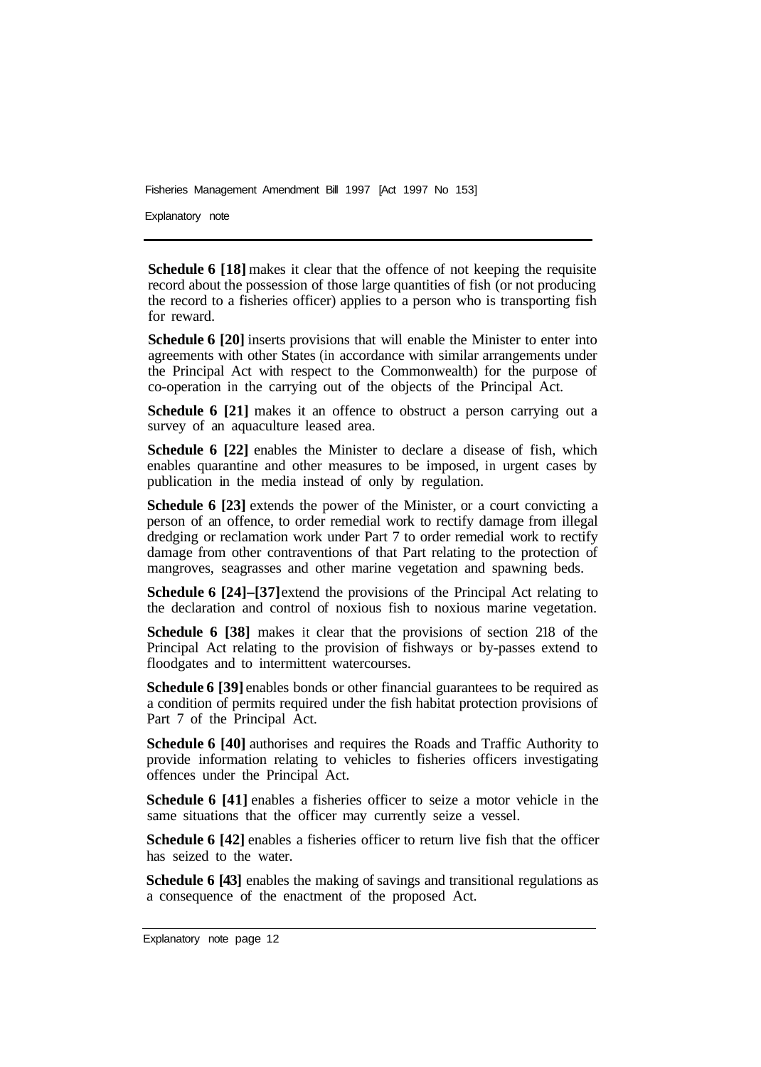**Schedule 6 [18]** makes it clear that the offence of not keeping the requisite record about the possession of those large quantities of fish (or not producing the record to a fisheries officer) applies to a person who is transporting fish for reward.

**Schedule 6 [20]** inserts provisions that will enable the Minister to enter into agreements with other States (in accordance with similar arrangements under the Principal Act with respect to the Commonwealth) for the purpose of co-operation in the carrying out of the objects of the Principal Act.

**Schedule 6 [21]** makes it an offence to obstruct a person carrying out a survey of an aquaculture leased area.

**Schedule 6 [22]** enables the Minister to declare a disease of fish, which enables quarantine and other measures to be imposed, in urgent cases by publication in the media instead of only by regulation.

**Schedule 6 [23]** extends the power of the Minister, or a court convicting a person of an offence, to order remedial work to rectify damage from illegal dredging or reclamation work under Part 7 to order remedial work to rectify damage from other contraventions of that Part relating to the protection of mangroves, seagrasses and other marine vegetation and spawning beds.

**Schedule 6 [24]–[37]** extend the provisions of the Principal Act relating to the declaration and control of noxious fish to noxious marine vegetation.

**Schedule 6 [38]** makes it clear that the provisions of section 218 of the Principal Act relating to the provision of fishways or by-passes extend to floodgates and to intermittent watercourses.

**Schedule 6 [39]** enables bonds or other financial guarantees to be required as a condition of permits required under the fish habitat protection provisions of Part 7 of the Principal Act.

**Schedule 6 [40]** authorises and requires the Roads and Traffic Authority to provide information relating to vehicles to fisheries officers investigating offences under the Principal Act.

**Schedule 6 [41]** enables a fisheries officer to seize a motor vehicle in the same situations that the officer may currently seize a vessel.

**Schedule 6 [42]** enables a fisheries officer to return live fish that the officer has seized to the water.

**Schedule 6 [43]** enables the making of savings and transitional regulations as a consequence of the enactment of the proposed Act.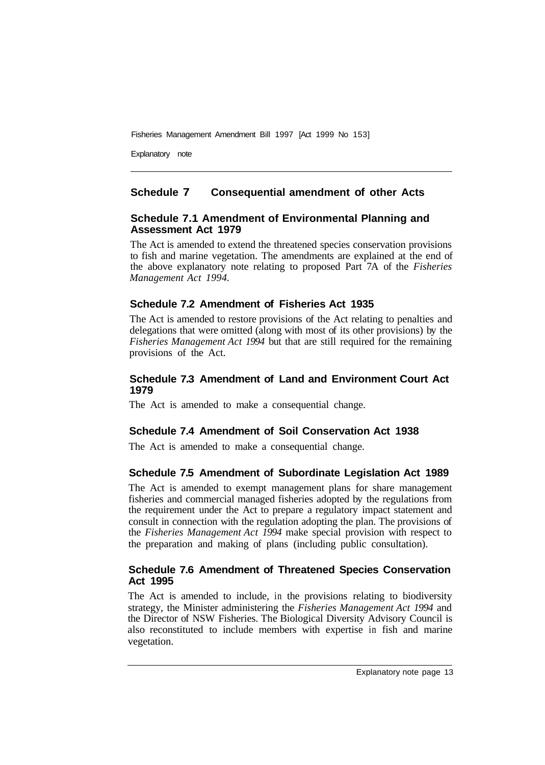## Schedule 7 Consequential amendment of other Acts

### Schedule 7.1 Amendment of Environmental Planning and Assessment Act 1979

The Act is amended to extend the threatened species conservation provisions to fish and marine vegetation. The amendments are explained at the end of the above explanatory note relating to proposed Part 7A of the *Fisheries Management Act 1994.*

### Schedule 7.2 Amendment of Fisheries Act 1935

The Act is amended to restore provisions of the Act relating to penalties and delegations that were omitted (along with most of its other provisions) by the *Fisheries Management Act 1994* but that are still required for the remaining provisions of the Act.

### Schedule 7.3 Amendment of Land and Environment Court Act 1979

The Act is amended to make a consequential change.

### Schedule 7.4 Amendment of Soil Conservation Act 1938

The Act is amended to make a consequential change.

### Schedule 7.5 Amendment of Subordinate Legislation Act 1989

The Act is amended to exempt management plans for share management fisheries and commercial managed fisheries adopted by the regulations from the requirement under the Act to prepare a regulatory impact statement and consult in connection with the regulation adopting the plan. The provisions of the *Fisheries Management Act 1994* make special provision with respect to the preparation and making of plans (including public consultation).

### Schedule 7.6 Amendment of Threatened Species Conservation Act 1995

The Act is amended to include, in the provisions relating to biodiversity strategy, the Minister administering the *Fisheries Management Act 1994* and the Director of NSW Fisheries. The Biological Diversity Advisory Council is also reconstituted to include members with expertise in fish and marine vegetation.